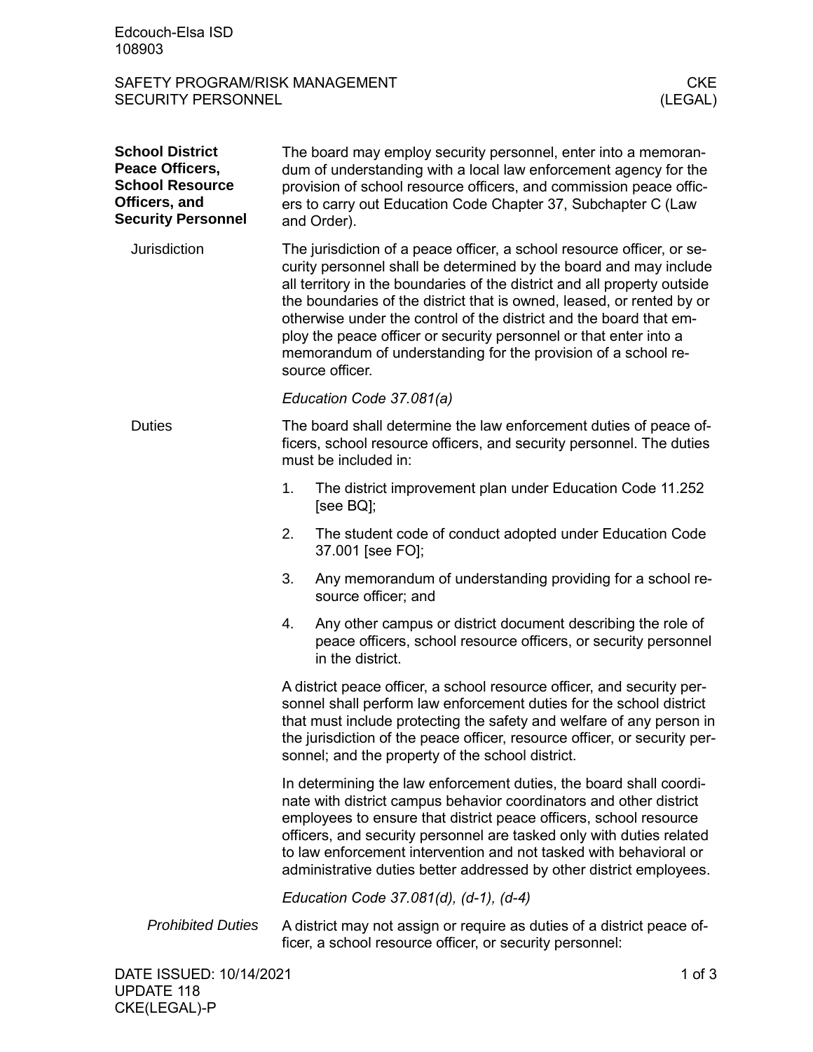# SAFETY PROGRAM/RISK MANAGEMENT
# SECURITY PERSONNEL

CKE (LEGAL)

## School District Peace Officers, School Resource Officers, and Security Personnel

The board may employ security personnel, enter into a memorandum of understanding with a local law enforcement agency for the provision of school resource officers, and commission peace officers to carry out Education Code Chapter 37, Subchapter C (Law and Order).

### Jurisdiction

The jurisdiction of a peace officer, a school resource officer, or security personnel shall be determined by the board and may include all territory in the boundaries of the district and all property outside the boundaries of the district that is owned, leased, or rented by or otherwise under the control of the district and the board that employ the peace officer or security personnel or that enter into a memorandum of understanding for the provision of a school resource officer.

*Education Code 37.081(a)*

### Duties

The board shall determine the law enforcement duties of peace officers, school resource officers, and security personnel. The duties must be included in:

1. The district improvement plan under Education Code 11.252 [see BQ];
2. The student code of conduct adopted under Education Code 37.001 [see FO];
3. Any memorandum of understanding providing for a school resource officer; and
4. Any other campus or district document describing the role of peace officers, school resource officers, or security personnel in the district.

A district peace officer, a school resource officer, and security personnel shall perform law enforcement duties for the school district that must include protecting the safety and welfare of any person in the jurisdiction of the peace officer, resource officer, or security personnel; and the property of the school district.

In determining the law enforcement duties, the board shall coordinate with district campus behavior coordinators and other district employees to ensure that district peace officers, school resource officers, and security personnel are tasked only with duties related to law enforcement intervention and not tasked with behavioral or administrative duties better addressed by other district employees.

*Education Code 37.081(d), (d-1), (d-4)*

#### *Prohibited Duties*

A district may not assign or require as duties of a district peace officer, a school resource officer, or security personnel: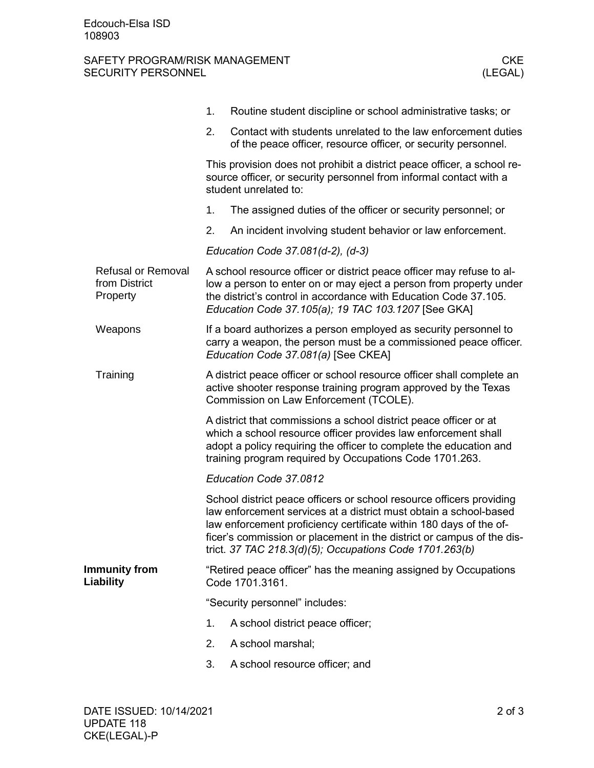1. Routine student discipline or school administrative tasks; or
2. Contact with students unrelated to the law enforcement duties of the peace officer, resource officer, or security personnel.

This provision does not prohibit a district peace officer, a school resource officer, or security personnel from informal contact with a student unrelated to:

1. The assigned duties of the officer or security personnel; or
2. An incident involving student behavior or law enforcement.

*Education Code 37.081(d-2), (d-3)*

### Refusal or Removal from District Property

A school resource officer or district peace officer may refuse to allow a person to enter on or may eject a person from property under the district's control in accordance with Education Code 37.105. *Education Code 37.105(a); 19 TAC 103.1207* [See GKA]

### Weapons

If a board authorizes a person employed as security personnel to carry a weapon, the person must be a commissioned peace officer. *Education Code 37.081(a)* [See CKEA]

### Training

A district peace officer or school resource officer shall complete an active shooter response training program approved by the Texas Commission on Law Enforcement (TCOLE).

A district that commissions a school district peace officer or at which a school resource officer provides law enforcement shall adopt a policy requiring the officer to complete the education and training program required by Occupations Code 1701.263.

*Education Code 37.0812*

School district peace officers or school resource officers providing law enforcement services at a district must obtain a school-based law enforcement proficiency certificate within 180 days of the officer's commission or placement in the district or campus of the district. *37 TAC 218.3(d)(5); Occupations Code 1701.263(b)*

## Immunity from Liability

"Retired peace officer" has the meaning assigned by Occupations Code 1701.3161.

"Security personnel" includes:

1. A school district peace officer;
2. A school marshal;
3. A school resource officer; and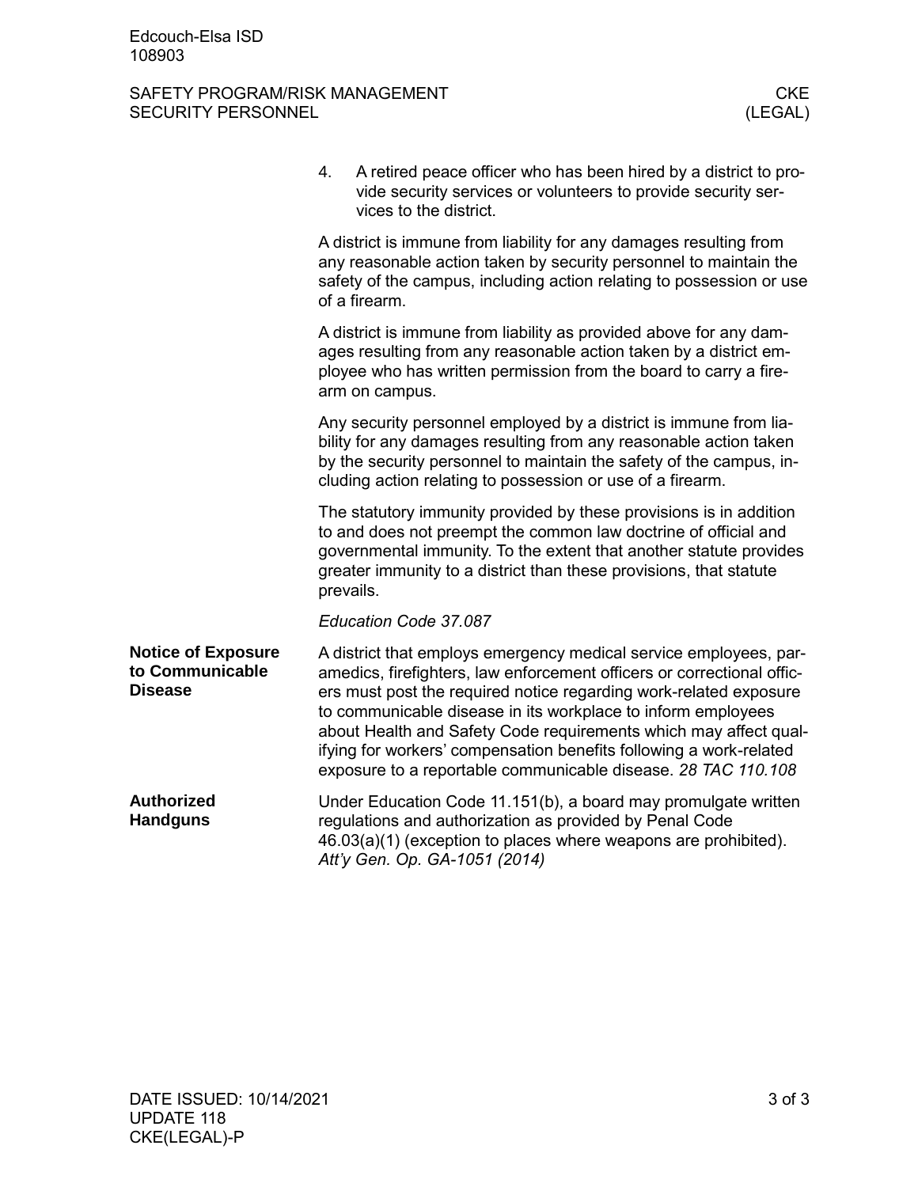4. A retired peace officer who has been hired by a district to provide security services or volunteers to provide security services to the district.

A district is immune from liability for any damages resulting from any reasonable action taken by security personnel to maintain the safety of the campus, including action relating to possession or use of a firearm.

A district is immune from liability as provided above for any damages resulting from any reasonable action taken by a district employee who has written permission from the board to carry a firearm on campus.

Any security personnel employed by a district is immune from liability for any damages resulting from any reasonable action taken by the security personnel to maintain the safety of the campus, including action relating to possession or use of a firearm.

The statutory immunity provided by these provisions is in addition to and does not preempt the common law doctrine of official and governmental immunity. To the extent that another statute provides greater immunity to a district than these provisions, that statute prevails.

*Education Code 37.087*

**Notice of Exposure to Communicable Disease**

A district that employs emergency medical service employees, paramedics, firefighters, law enforcement officers or correctional officers must post the required notice regarding work-related exposure to communicable disease in its workplace to inform employees about Health and Safety Code requirements which may affect qualifying for workers' compensation benefits following a work-related exposure to a reportable communicable disease. *28 TAC 110.108*

**Authorized Handguns**

Under Education Code 11.151(b), a board may promulgate written regulations and authorization as provided by Penal Code 46.03(a)(1) (exception to places where weapons are prohibited). *Att'y Gen. Op. GA-1051 (2014)*